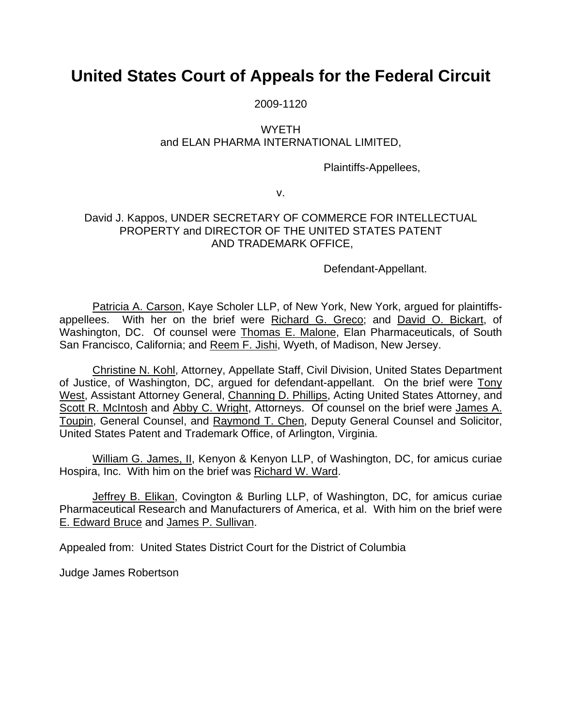# United States Court of Appeals for the Federal Circuit

2009-1120

WYETH
and ELAN PHARMA INTERNATIONAL LIMITED,

Plaintiffs-Appellees,

v.

David J. Kappos, UNDER SECRETARY OF COMMERCE FOR INTELLECTUAL PROPERTY and DIRECTOR OF THE UNITED STATES PATENT AND TRADEMARK OFFICE,

Defendant-Appellant.

Patricia A. Carson, Kaye Scholer LLP, of New York, New York, argued for plaintiffs-appellees. With her on the brief were Richard G. Greco; and David O. Bickart, of Washington, DC. Of counsel were Thomas E. Malone, Elan Pharmaceuticals, of South San Francisco, California; and Reem F. Jishi, Wyeth, of Madison, New Jersey.

Christine N. Kohl, Attorney, Appellate Staff, Civil Division, United States Department of Justice, of Washington, DC, argued for defendant-appellant. On the brief were Tony West, Assistant Attorney General, Channing D. Phillips, Acting United States Attorney, and Scott R. McIntosh and Abby C. Wright, Attorneys. Of counsel on the brief were James A. Toupin, General Counsel, and Raymond T. Chen, Deputy General Counsel and Solicitor, United States Patent and Trademark Office, of Arlington, Virginia.

William G. James, II, Kenyon & Kenyon LLP, of Washington, DC, for amicus curiae Hospira, Inc. With him on the brief was Richard W. Ward.

Jeffrey B. Elikan, Covington & Burling LLP, of Washington, DC, for amicus curiae Pharmaceutical Research and Manufacturers of America, et al. With him on the brief were E. Edward Bruce and James P. Sullivan.

Appealed from: United States District Court for the District of Columbia

Judge James Robertson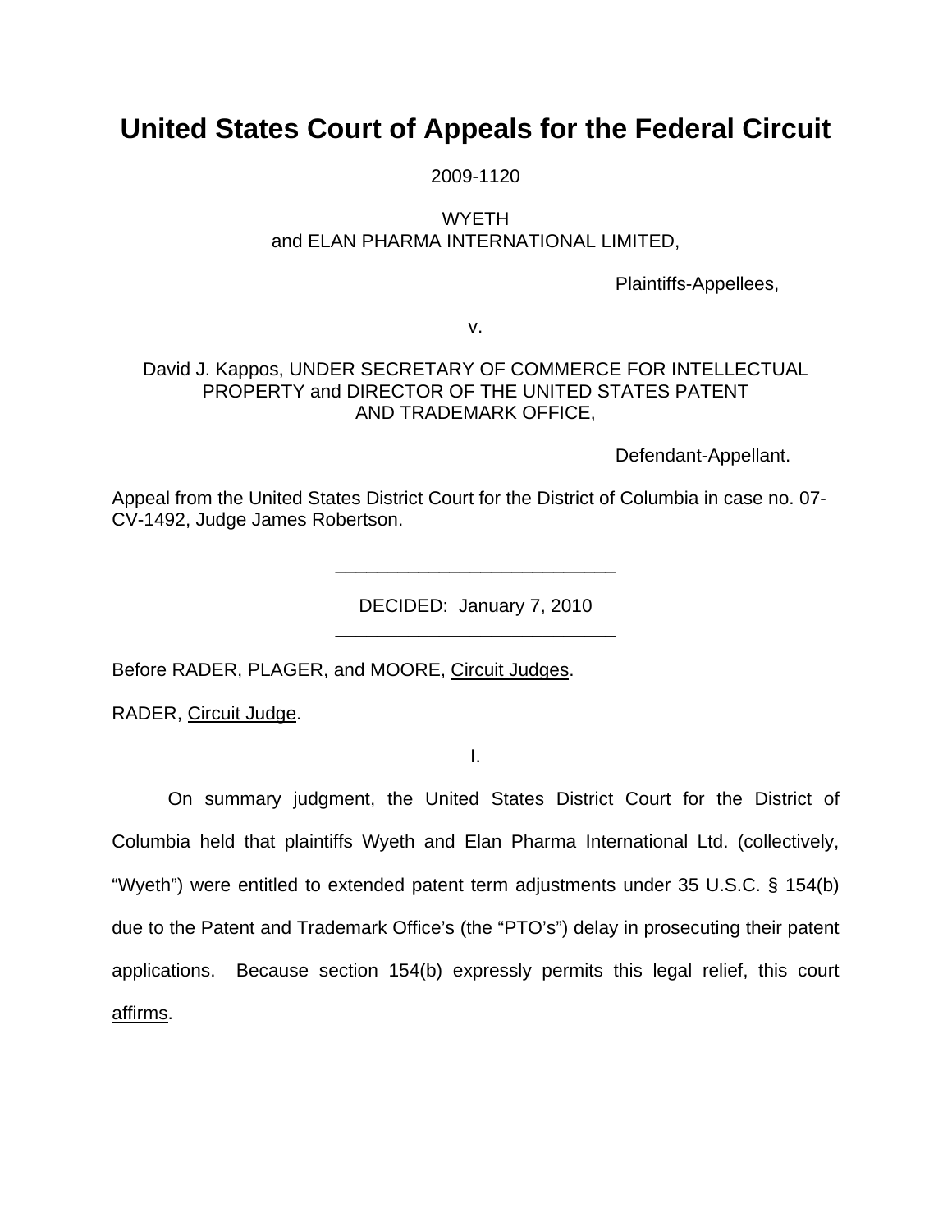# United States Court of Appeals for the Federal Circuit

2009-1120

WYETH
and ELAN PHARMA INTERNATIONAL LIMITED,

Plaintiffs-Appellees,

v.

David J. Kappos, UNDER SECRETARY OF COMMERCE FOR INTELLECTUAL PROPERTY and DIRECTOR OF THE UNITED STATES PATENT AND TRADEMARK OFFICE,

Defendant-Appellant.

Appeal from the United States District Court for the District of Columbia in case no. 07-CV-1492, Judge James Robertson.

---

DECIDED: January 7, 2010

---

Before RADER, PLAGER, and MOORE, Circuit Judges.

RADER, Circuit Judge.

I.

On summary judgment, the United States District Court for the District of Columbia held that plaintiffs Wyeth and Elan Pharma International Ltd. (collectively, "Wyeth") were entitled to extended patent term adjustments under 35 U.S.C. § 154(b) due to the Patent and Trademark Office's (the "PTO's") delay in prosecuting their patent applications. Because section 154(b) expressly permits this legal relief, this court affirms.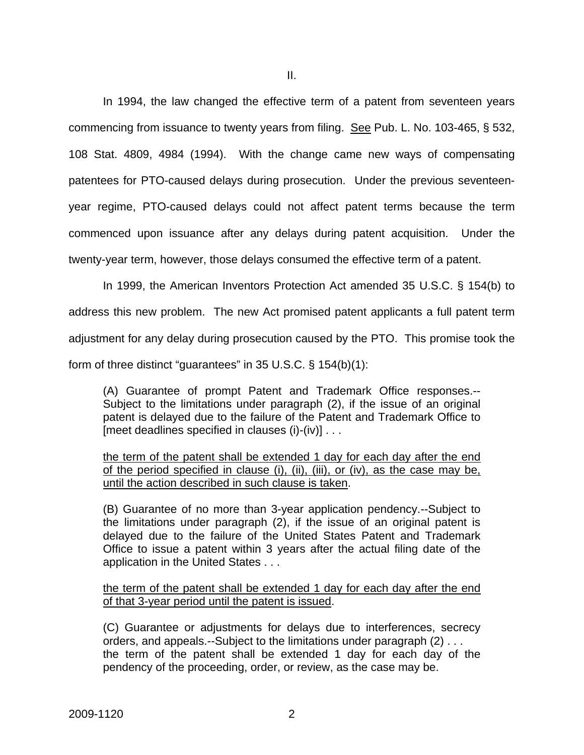II.

In 1994, the law changed the effective term of a patent from seventeen years commencing from issuance to twenty years from filing. See Pub. L. No. 103-465, § 532, 108 Stat. 4809, 4984 (1994). With the change came new ways of compensating patentees for PTO-caused delays during prosecution. Under the previous seventeen-year regime, PTO-caused delays could not affect patent terms because the term commenced upon issuance after any delays during patent acquisition. Under the twenty-year term, however, those delays consumed the effective term of a patent.

In 1999, the American Inventors Protection Act amended 35 U.S.C. § 154(b) to address this new problem. The new Act promised patent applicants a full patent term adjustment for any delay during prosecution caused by the PTO. This promise took the form of three distinct "guarantees" in 35 U.S.C. § 154(b)(1):

> (A) Guarantee of prompt Patent and Trademark Office responses.--Subject to the limitations under paragraph (2), if the issue of an original patent is delayed due to the failure of the Patent and Trademark Office to [meet deadlines specified in clauses (i)-(iv)] . . .
>
> <u>the term of the patent shall be extended 1 day for each day after the end of the period specified in clause (i), (ii), (iii), or (iv), as the case may be, until the action described in such clause is taken</u>.
>
> (B) Guarantee of no more than 3-year application pendency.--Subject to the limitations under paragraph (2), if the issue of an original patent is delayed due to the failure of the United States Patent and Trademark Office to issue a patent within 3 years after the actual filing date of the application in the United States . . .
>
> <u>the term of the patent shall be extended 1 day for each day after the end of that 3-year period until the patent is issued</u>.
>
> (C) Guarantee or adjustments for delays due to interferences, secrecy orders, and appeals.--Subject to the limitations under paragraph (2) . . . the term of the patent shall be extended 1 day for each day of the pendency of the proceeding, order, or review, as the case may be.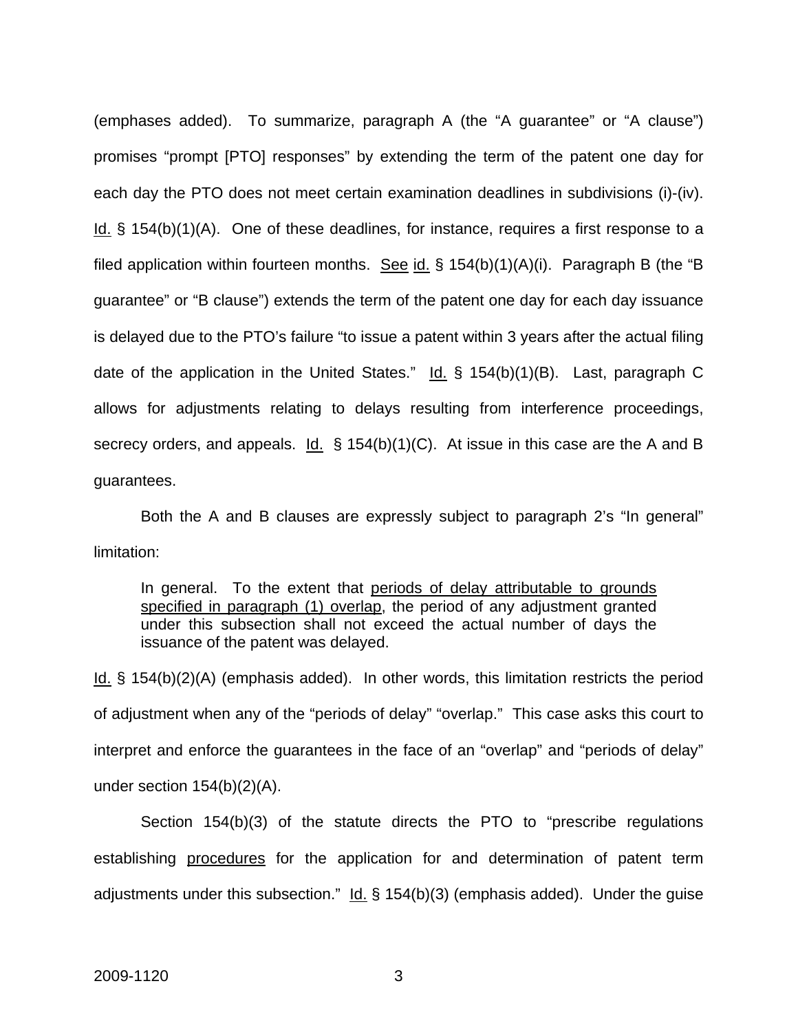(emphases added). To summarize, paragraph A (the "A guarantee" or "A clause") promises "prompt [PTO] responses" by extending the term of the patent one day for each day the PTO does not meet certain examination deadlines in subdivisions (i)-(iv). Id. § 154(b)(1)(A). One of these deadlines, for instance, requires a first response to a filed application within fourteen months. See id. § 154(b)(1)(A)(i). Paragraph B (the "B guarantee" or "B clause") extends the term of the patent one day for each day issuance is delayed due to the PTO's failure "to issue a patent within 3 years after the actual filing date of the application in the United States." Id. § 154(b)(1)(B). Last, paragraph C allows for adjustments relating to delays resulting from interference proceedings, secrecy orders, and appeals. Id. § 154(b)(1)(C). At issue in this case are the A and B guarantees.

Both the A and B clauses are expressly subject to paragraph 2's "In general" limitation:

> In general. To the extent that periods of delay attributable to grounds specified in paragraph (1) overlap, the period of any adjustment granted under this subsection shall not exceed the actual number of days the issuance of the patent was delayed.

Id. § 154(b)(2)(A) (emphasis added). In other words, this limitation restricts the period of adjustment when any of the "periods of delay" "overlap." This case asks this court to interpret and enforce the guarantees in the face of an "overlap" and "periods of delay" under section 154(b)(2)(A).

Section 154(b)(3) of the statute directs the PTO to "prescribe regulations establishing procedures for the application for and determination of patent term adjustments under this subsection." Id. § 154(b)(3) (emphasis added). Under the guise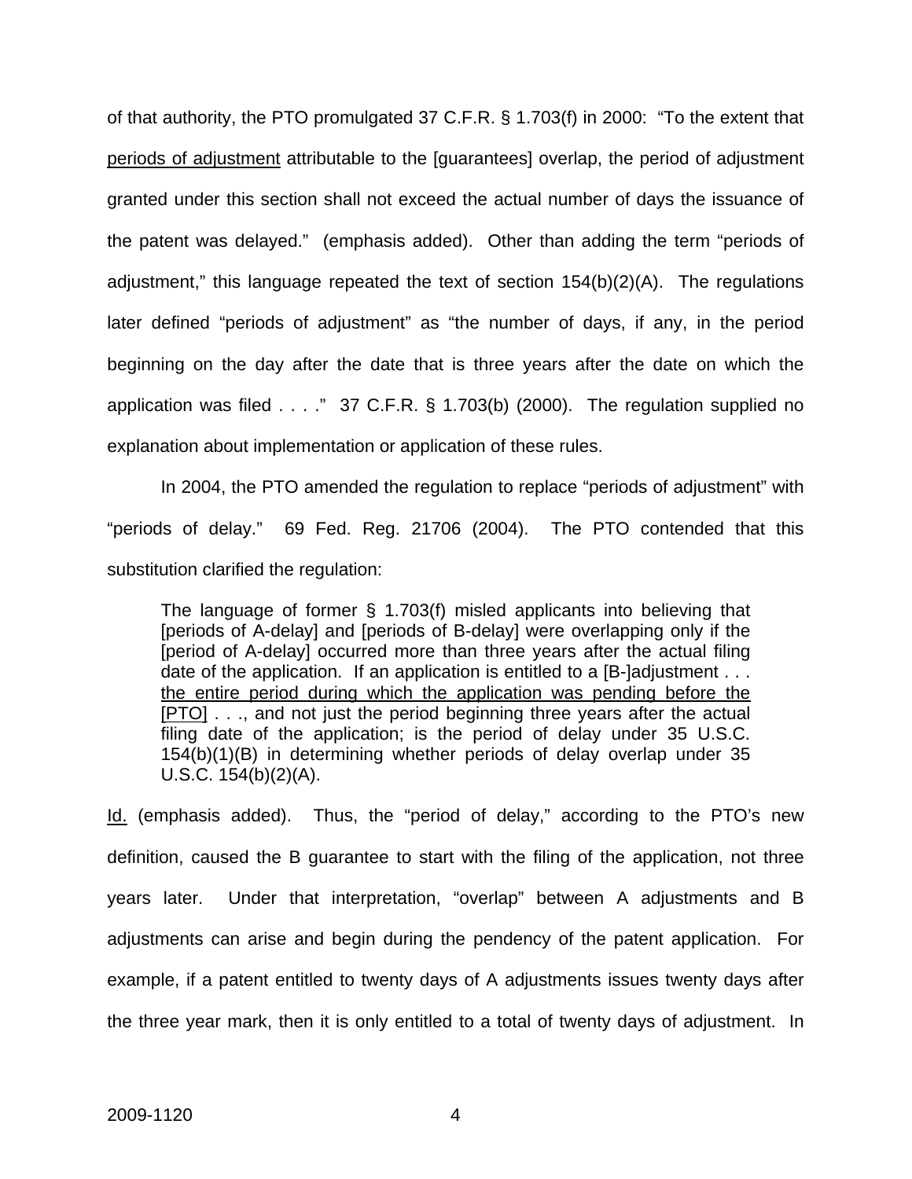of that authority, the PTO promulgated 37 C.F.R. § 1.703(f) in 2000: "To the extent that periods of adjustment attributable to the [guarantees] overlap, the period of adjustment granted under this section shall not exceed the actual number of days the issuance of the patent was delayed." (emphasis added). Other than adding the term "periods of adjustment," this language repeated the text of section 154(b)(2)(A). The regulations later defined "periods of adjustment" as "the number of days, if any, in the period beginning on the day after the date that is three years after the date on which the application was filed . . . ." 37 C.F.R. § 1.703(b) (2000). The regulation supplied no explanation about implementation or application of these rules.

In 2004, the PTO amended the regulation to replace "periods of adjustment" with "periods of delay." 69 Fed. Reg. 21706 (2004). The PTO contended that this substitution clarified the regulation:

> The language of former § 1.703(f) misled applicants into believing that [periods of A-delay] and [periods of B-delay] were overlapping only if the [period of A-delay] occurred more than three years after the actual filing date of the application. If an application is entitled to a [B-]adjustment . . . the entire period during which the application was pending before the [PTO] . . ., and not just the period beginning three years after the actual filing date of the application; is the period of delay under 35 U.S.C. 154(b)(1)(B) in determining whether periods of delay overlap under 35 U.S.C. 154(b)(2)(A).

Id. (emphasis added). Thus, the "period of delay," according to the PTO's new definition, caused the B guarantee to start with the filing of the application, not three years later. Under that interpretation, "overlap" between A adjustments and B adjustments can arise and begin during the pendency of the patent application. For example, if a patent entitled to twenty days of A adjustments issues twenty days after the three year mark, then it is only entitled to a total of twenty days of adjustment. In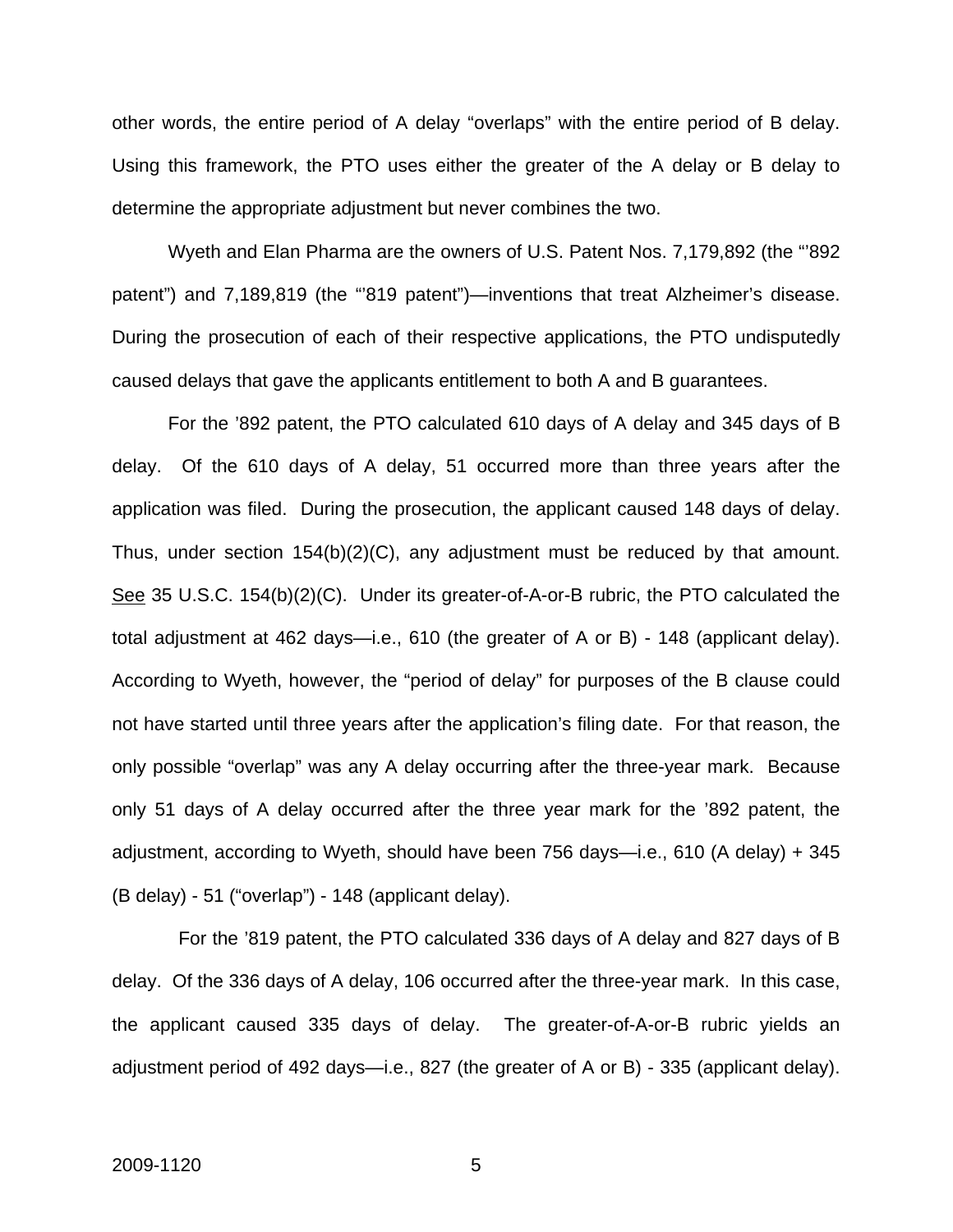other words, the entire period of A delay "overlaps" with the entire period of B delay. Using this framework, the PTO uses either the greater of the A delay or B delay to determine the appropriate adjustment but never combines the two.

Wyeth and Elan Pharma are the owners of U.S. Patent Nos. 7,179,892 (the "'892 patent") and 7,189,819 (the "'819 patent")—inventions that treat Alzheimer's disease. During the prosecution of each of their respective applications, the PTO undisputedly caused delays that gave the applicants entitlement to both A and B guarantees.

For the '892 patent, the PTO calculated 610 days of A delay and 345 days of B delay. Of the 610 days of A delay, 51 occurred more than three years after the application was filed. During the prosecution, the applicant caused 148 days of delay. Thus, under section 154(b)(2)(C), any adjustment must be reduced by that amount. See 35 U.S.C. 154(b)(2)(C). Under its greater-of-A-or-B rubric, the PTO calculated the total adjustment at 462 days—i.e., 610 (the greater of A or B) - 148 (applicant delay). According to Wyeth, however, the "period of delay" for purposes of the B clause could not have started until three years after the application's filing date. For that reason, the only possible "overlap" was any A delay occurring after the three-year mark. Because only 51 days of A delay occurred after the three year mark for the '892 patent, the adjustment, according to Wyeth, should have been 756 days—i.e., 610 (A delay) + 345 (B delay) - 51 ("overlap") - 148 (applicant delay).

For the '819 patent, the PTO calculated 336 days of A delay and 827 days of B delay. Of the 336 days of A delay, 106 occurred after the three-year mark. In this case, the applicant caused 335 days of delay. The greater-of-A-or-B rubric yields an adjustment period of 492 days—i.e., 827 (the greater of A or B) - 335 (applicant delay).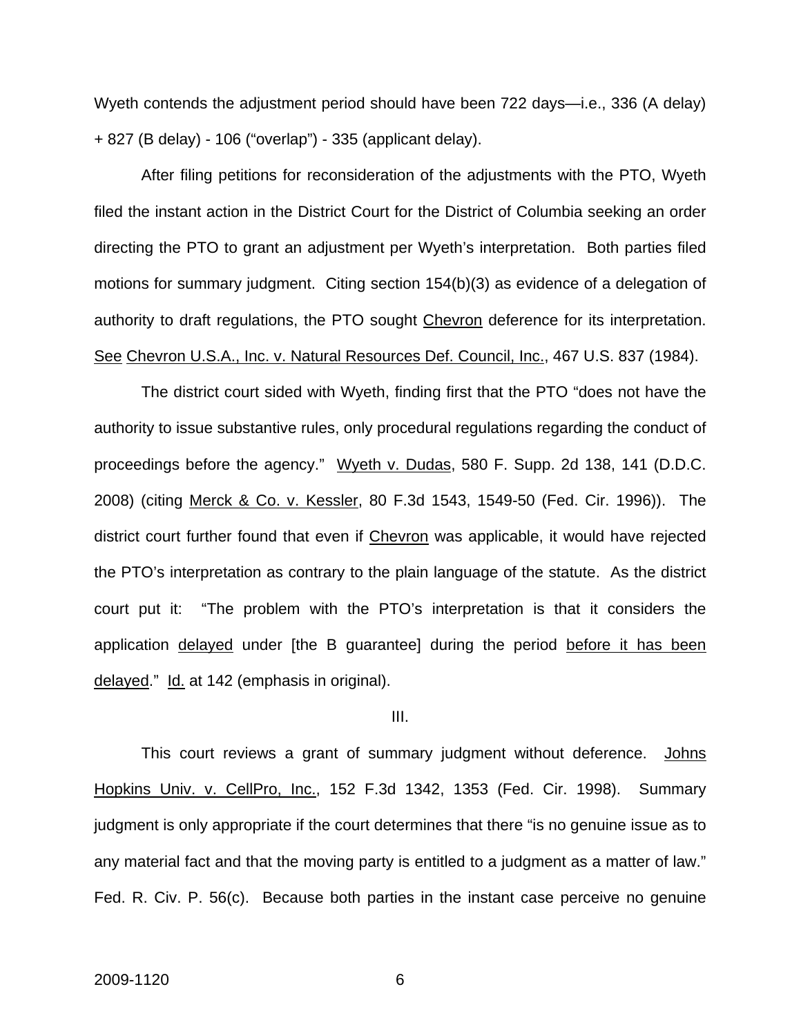Wyeth contends the adjustment period should have been 722 days—i.e., 336 (A delay) + 827 (B delay) - 106 ("overlap") - 335 (applicant delay).

After filing petitions for reconsideration of the adjustments with the PTO, Wyeth filed the instant action in the District Court for the District of Columbia seeking an order directing the PTO to grant an adjustment per Wyeth's interpretation. Both parties filed motions for summary judgment. Citing section 154(b)(3) as evidence of a delegation of authority to draft regulations, the PTO sought Chevron deference for its interpretation. See Chevron U.S.A., Inc. v. Natural Resources Def. Council, Inc., 467 U.S. 837 (1984).

The district court sided with Wyeth, finding first that the PTO "does not have the authority to issue substantive rules, only procedural regulations regarding the conduct of proceedings before the agency." Wyeth v. Dudas, 580 F. Supp. 2d 138, 141 (D.D.C. 2008) (citing Merck & Co. v. Kessler, 80 F.3d 1543, 1549-50 (Fed. Cir. 1996)). The district court further found that even if Chevron was applicable, it would have rejected the PTO's interpretation as contrary to the plain language of the statute. As the district court put it: "The problem with the PTO's interpretation is that it considers the application delayed under [the B guarantee] during the period before it has been delayed." Id. at 142 (emphasis in original).

III.

This court reviews a grant of summary judgment without deference. Johns Hopkins Univ. v. CellPro, Inc., 152 F.3d 1342, 1353 (Fed. Cir. 1998). Summary judgment is only appropriate if the court determines that there "is no genuine issue as to any material fact and that the moving party is entitled to a judgment as a matter of law." Fed. R. Civ. P. 56(c). Because both parties in the instant case perceive no genuine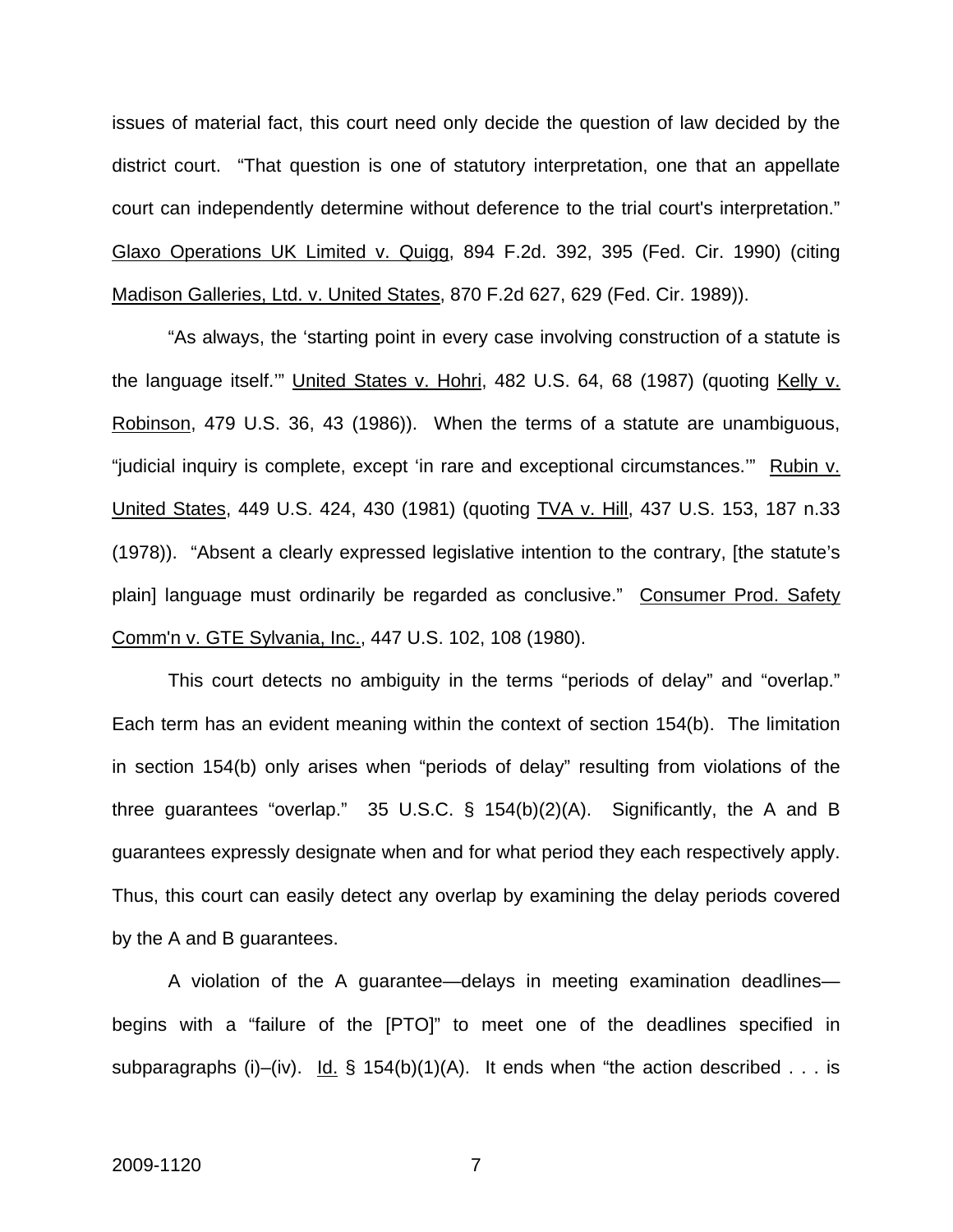issues of material fact, this court need only decide the question of law decided by the district court. "That question is one of statutory interpretation, one that an appellate court can independently determine without deference to the trial court's interpretation." Glaxo Operations UK Limited v. Quigg, 894 F.2d. 392, 395 (Fed. Cir. 1990) (citing Madison Galleries, Ltd. v. United States, 870 F.2d 627, 629 (Fed. Cir. 1989)).

"As always, the 'starting point in every case involving construction of a statute is the language itself.'" United States v. Hohri, 482 U.S. 64, 68 (1987) (quoting Kelly v. Robinson, 479 U.S. 36, 43 (1986)). When the terms of a statute are unambiguous, "judicial inquiry is complete, except 'in rare and exceptional circumstances.'" Rubin v. United States, 449 U.S. 424, 430 (1981) (quoting TVA v. Hill, 437 U.S. 153, 187 n.33 (1978)). "Absent a clearly expressed legislative intention to the contrary, [the statute's plain] language must ordinarily be regarded as conclusive." Consumer Prod. Safety Comm'n v. GTE Sylvania, Inc., 447 U.S. 102, 108 (1980).

This court detects no ambiguity in the terms "periods of delay" and "overlap." Each term has an evident meaning within the context of section 154(b). The limitation in section 154(b) only arises when "periods of delay" resulting from violations of the three guarantees "overlap." 35 U.S.C. § 154(b)(2)(A). Significantly, the A and B guarantees expressly designate when and for what period they each respectively apply. Thus, this court can easily detect any overlap by examining the delay periods covered by the A and B guarantees.

A violation of the A guarantee—delays in meeting examination deadlines—begins with a "failure of the [PTO]" to meet one of the deadlines specified in subparagraphs (i)–(iv). Id. § 154(b)(1)(A). It ends when "the action described . . . is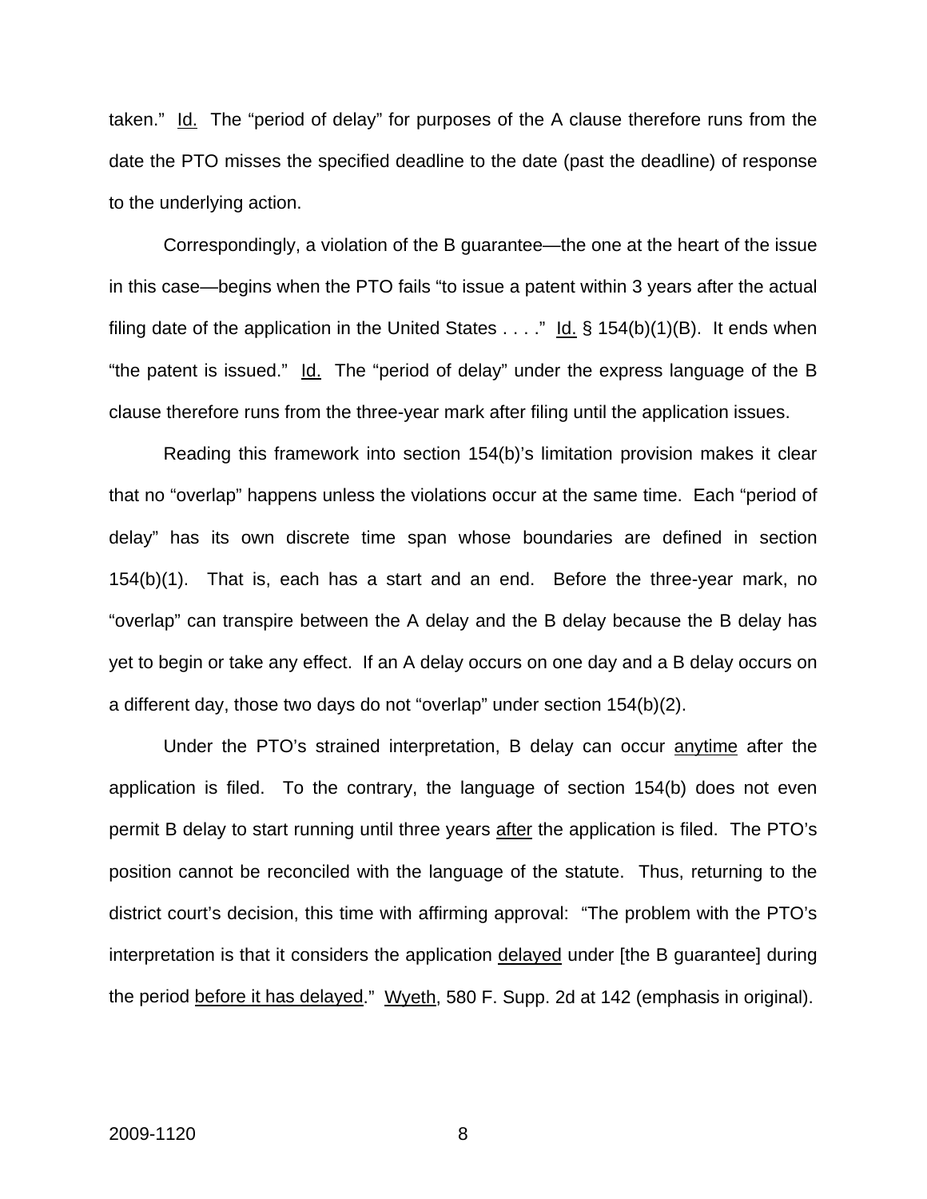taken." Id. The "period of delay" for purposes of the A clause therefore runs from the date the PTO misses the specified deadline to the date (past the deadline) of response to the underlying action.

Correspondingly, a violation of the B guarantee—the one at the heart of the issue in this case—begins when the PTO fails "to issue a patent within 3 years after the actual filing date of the application in the United States . . . ." Id. § 154(b)(1)(B). It ends when "the patent is issued." Id. The "period of delay" under the express language of the B clause therefore runs from the three-year mark after filing until the application issues.

Reading this framework into section 154(b)'s limitation provision makes it clear that no "overlap" happens unless the violations occur at the same time. Each "period of delay" has its own discrete time span whose boundaries are defined in section 154(b)(1). That is, each has a start and an end. Before the three-year mark, no "overlap" can transpire between the A delay and the B delay because the B delay has yet to begin or take any effect. If an A delay occurs on one day and a B delay occurs on a different day, those two days do not "overlap" under section 154(b)(2).

Under the PTO's strained interpretation, B delay can occur anytime after the application is filed. To the contrary, the language of section 154(b) does not even permit B delay to start running until three years after the application is filed. The PTO's position cannot be reconciled with the language of the statute. Thus, returning to the district court's decision, this time with affirming approval: "The problem with the PTO's interpretation is that it considers the application delayed under [the B guarantee] during the period before it has delayed." Wyeth, 580 F. Supp. 2d at 142 (emphasis in original).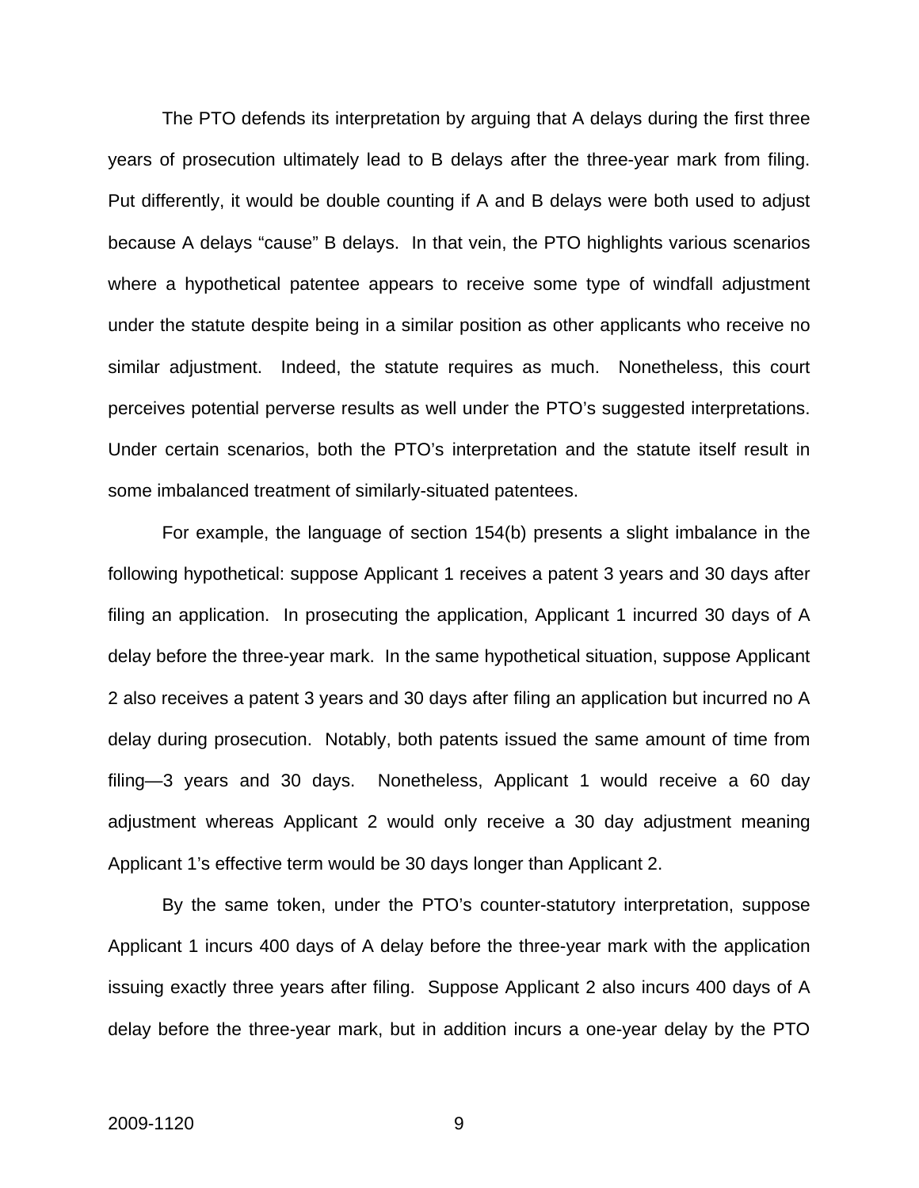The PTO defends its interpretation by arguing that A delays during the first three years of prosecution ultimately lead to B delays after the three-year mark from filing. Put differently, it would be double counting if A and B delays were both used to adjust because A delays "cause" B delays. In that vein, the PTO highlights various scenarios where a hypothetical patentee appears to receive some type of windfall adjustment under the statute despite being in a similar position as other applicants who receive no similar adjustment. Indeed, the statute requires as much. Nonetheless, this court perceives potential perverse results as well under the PTO's suggested interpretations. Under certain scenarios, both the PTO's interpretation and the statute itself result in some imbalanced treatment of similarly-situated patentees.

For example, the language of section 154(b) presents a slight imbalance in the following hypothetical: suppose Applicant 1 receives a patent 3 years and 30 days after filing an application. In prosecuting the application, Applicant 1 incurred 30 days of A delay before the three-year mark. In the same hypothetical situation, suppose Applicant 2 also receives a patent 3 years and 30 days after filing an application but incurred no A delay during prosecution. Notably, both patents issued the same amount of time from filing—3 years and 30 days. Nonetheless, Applicant 1 would receive a 60 day adjustment whereas Applicant 2 would only receive a 30 day adjustment meaning Applicant 1's effective term would be 30 days longer than Applicant 2.

By the same token, under the PTO's counter-statutory interpretation, suppose Applicant 1 incurs 400 days of A delay before the three-year mark with the application issuing exactly three years after filing. Suppose Applicant 2 also incurs 400 days of A delay before the three-year mark, but in addition incurs a one-year delay by the PTO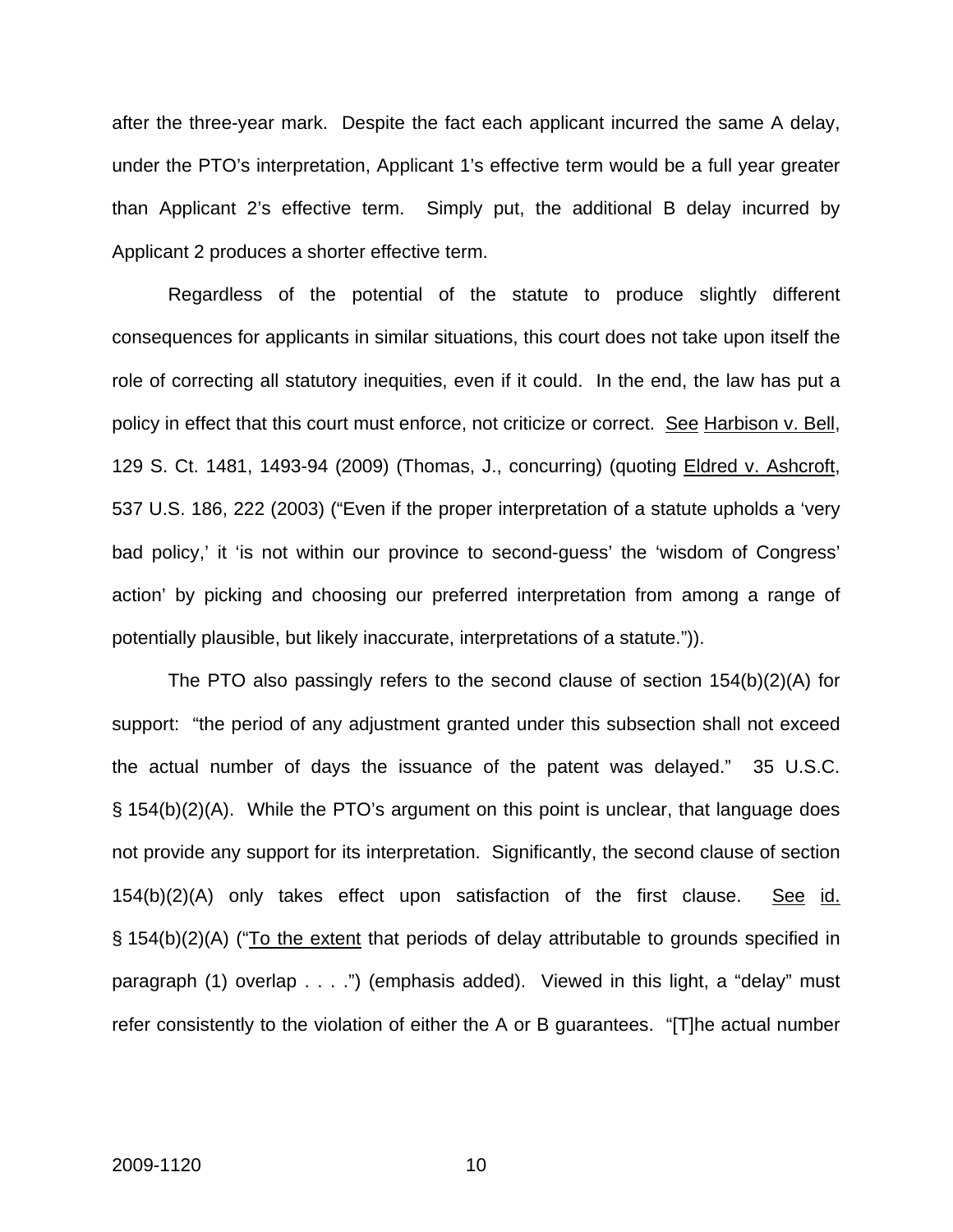after the three-year mark. Despite the fact each applicant incurred the same A delay, under the PTO's interpretation, Applicant 1's effective term would be a full year greater than Applicant 2's effective term. Simply put, the additional B delay incurred by Applicant 2 produces a shorter effective term.

Regardless of the potential of the statute to produce slightly different consequences for applicants in similar situations, this court does not take upon itself the role of correcting all statutory inequities, even if it could. In the end, the law has put a policy in effect that this court must enforce, not criticize or correct. See Harbison v. Bell, 129 S. Ct. 1481, 1493-94 (2009) (Thomas, J., concurring) (quoting Eldred v. Ashcroft, 537 U.S. 186, 222 (2003) ("Even if the proper interpretation of a statute upholds a 'very bad policy,' it 'is not within our province to second-guess' the 'wisdom of Congress' action' by picking and choosing our preferred interpretation from among a range of potentially plausible, but likely inaccurate, interpretations of a statute.")).

The PTO also passingly refers to the second clause of section 154(b)(2)(A) for support: "the period of any adjustment granted under this subsection shall not exceed the actual number of days the issuance of the patent was delayed." 35 U.S.C. § 154(b)(2)(A). While the PTO's argument on this point is unclear, that language does not provide any support for its interpretation. Significantly, the second clause of section 154(b)(2)(A) only takes effect upon satisfaction of the first clause. See id. § 154(b)(2)(A) ("To the extent that periods of delay attributable to grounds specified in paragraph (1) overlap . . . .") (emphasis added). Viewed in this light, a "delay" must refer consistently to the violation of either the A or B guarantees. "[T]he actual number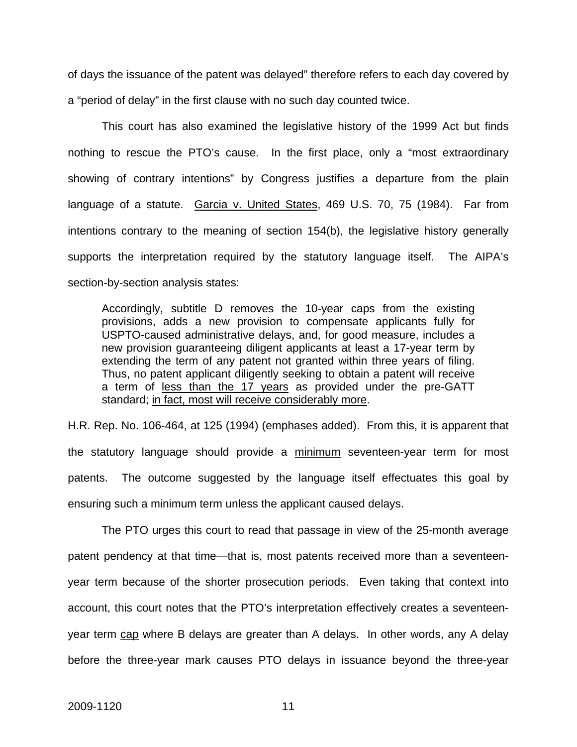of days the issuance of the patent was delayed" therefore refers to each day covered by a "period of delay" in the first clause with no such day counted twice.

This court has also examined the legislative history of the 1999 Act but finds nothing to rescue the PTO's cause. In the first place, only a "most extraordinary showing of contrary intentions" by Congress justifies a departure from the plain language of a statute. Garcia v. United States, 469 U.S. 70, 75 (1984). Far from intentions contrary to the meaning of section 154(b), the legislative history generally supports the interpretation required by the statutory language itself. The AIPA's section-by-section analysis states:

> Accordingly, subtitle D removes the 10-year caps from the existing provisions, adds a new provision to compensate applicants fully for USPTO-caused administrative delays, and, for good measure, includes a new provision guaranteeing diligent applicants at least a 17-year term by extending the term of any patent not granted within three years of filing. Thus, no patent applicant diligently seeking to obtain a patent will receive a term of less than the 17 years as provided under the pre-GATT standard; in fact, most will receive considerably more.

H.R. Rep. No. 106-464, at 125 (1994) (emphases added). From this, it is apparent that the statutory language should provide a minimum seventeen-year term for most patents. The outcome suggested by the language itself effectuates this goal by ensuring such a minimum term unless the applicant caused delays.

The PTO urges this court to read that passage in view of the 25-month average patent pendency at that time—that is, most patents received more than a seventeen-year term because of the shorter prosecution periods. Even taking that context into account, this court notes that the PTO's interpretation effectively creates a seventeen-year term cap where B delays are greater than A delays. In other words, any A delay before the three-year mark causes PTO delays in issuance beyond the three-year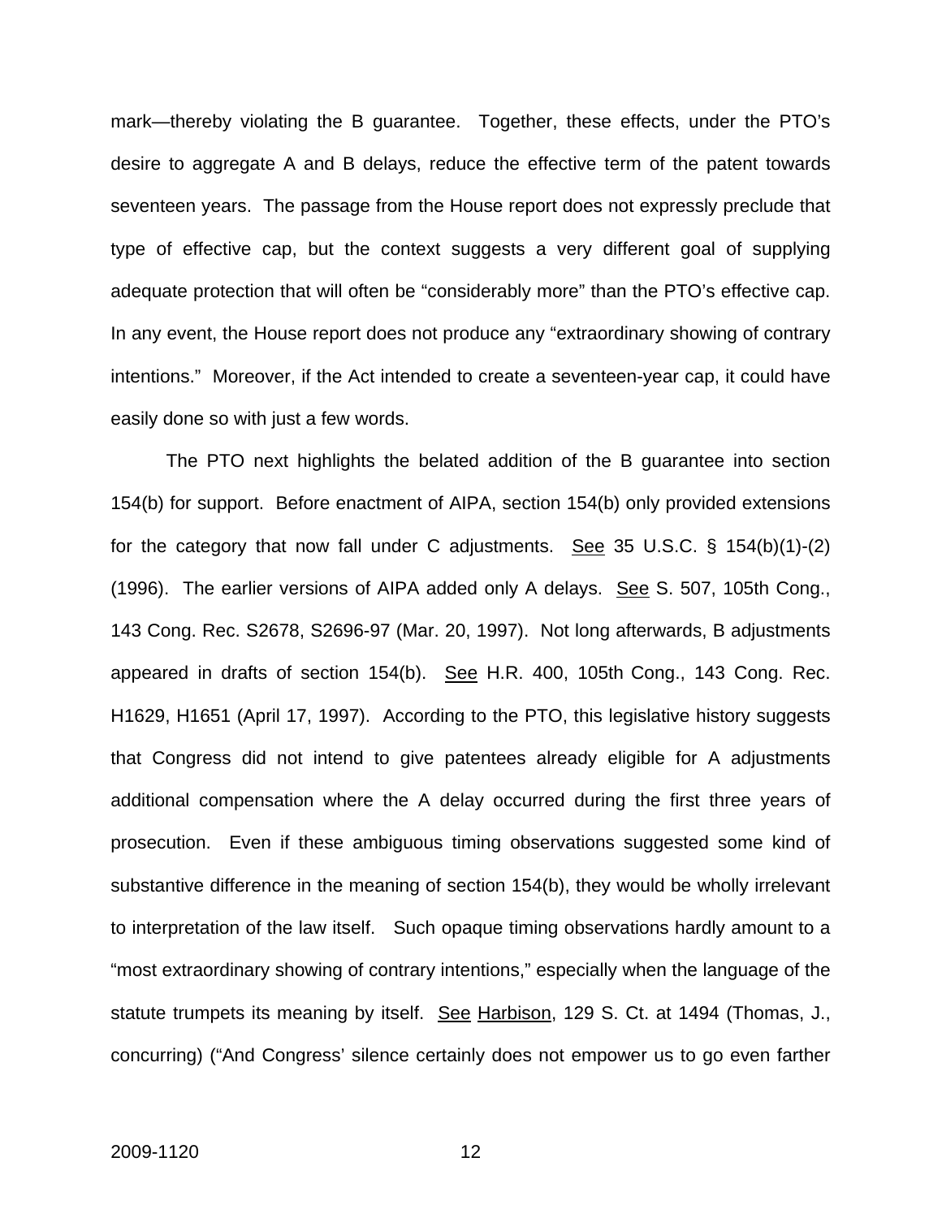mark—thereby violating the B guarantee. Together, these effects, under the PTO's desire to aggregate A and B delays, reduce the effective term of the patent towards seventeen years. The passage from the House report does not expressly preclude that type of effective cap, but the context suggests a very different goal of supplying adequate protection that will often be "considerably more" than the PTO's effective cap. In any event, the House report does not produce any "extraordinary showing of contrary intentions." Moreover, if the Act intended to create a seventeen-year cap, it could have easily done so with just a few words.

The PTO next highlights the belated addition of the B guarantee into section 154(b) for support. Before enactment of AIPA, section 154(b) only provided extensions for the category that now fall under C adjustments. See 35 U.S.C. § 154(b)(1)-(2) (1996). The earlier versions of AIPA added only A delays. See S. 507, 105th Cong., 143 Cong. Rec. S2678, S2696-97 (Mar. 20, 1997). Not long afterwards, B adjustments appeared in drafts of section 154(b). See H.R. 400, 105th Cong., 143 Cong. Rec. H1629, H1651 (April 17, 1997). According to the PTO, this legislative history suggests that Congress did not intend to give patentees already eligible for A adjustments additional compensation where the A delay occurred during the first three years of prosecution. Even if these ambiguous timing observations suggested some kind of substantive difference in the meaning of section 154(b), they would be wholly irrelevant to interpretation of the law itself. Such opaque timing observations hardly amount to a "most extraordinary showing of contrary intentions," especially when the language of the statute trumpets its meaning by itself. See Harbison, 129 S. Ct. at 1494 (Thomas, J., concurring) ("And Congress' silence certainly does not empower us to go even farther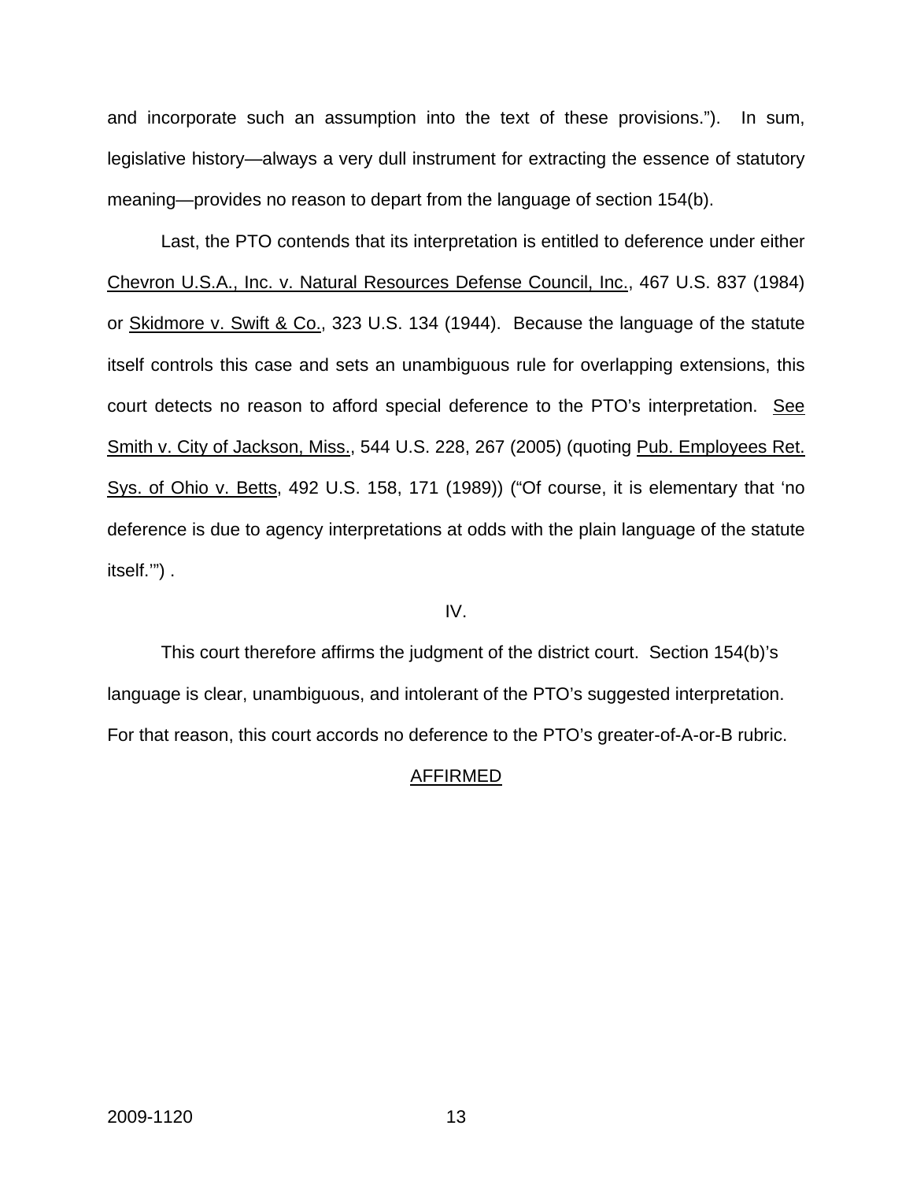and incorporate such an assumption into the text of these provisions."). In sum, legislative history—always a very dull instrument for extracting the essence of statutory meaning—provides no reason to depart from the language of section 154(b).

Last, the PTO contends that its interpretation is entitled to deference under either Chevron U.S.A., Inc. v. Natural Resources Defense Council, Inc., 467 U.S. 837 (1984) or Skidmore v. Swift & Co., 323 U.S. 134 (1944). Because the language of the statute itself controls this case and sets an unambiguous rule for overlapping extensions, this court detects no reason to afford special deference to the PTO's interpretation. See Smith v. City of Jackson, Miss., 544 U.S. 228, 267 (2005) (quoting Pub. Employees Ret. Sys. of Ohio v. Betts, 492 U.S. 158, 171 (1989)) ("Of course, it is elementary that 'no deference is due to agency interpretations at odds with the plain language of the statute itself.'") .

IV.

This court therefore affirms the judgment of the district court. Section 154(b)'s language is clear, unambiguous, and intolerant of the PTO's suggested interpretation. For that reason, this court accords no deference to the PTO's greater-of-A-or-B rubric.

AFFIRMED